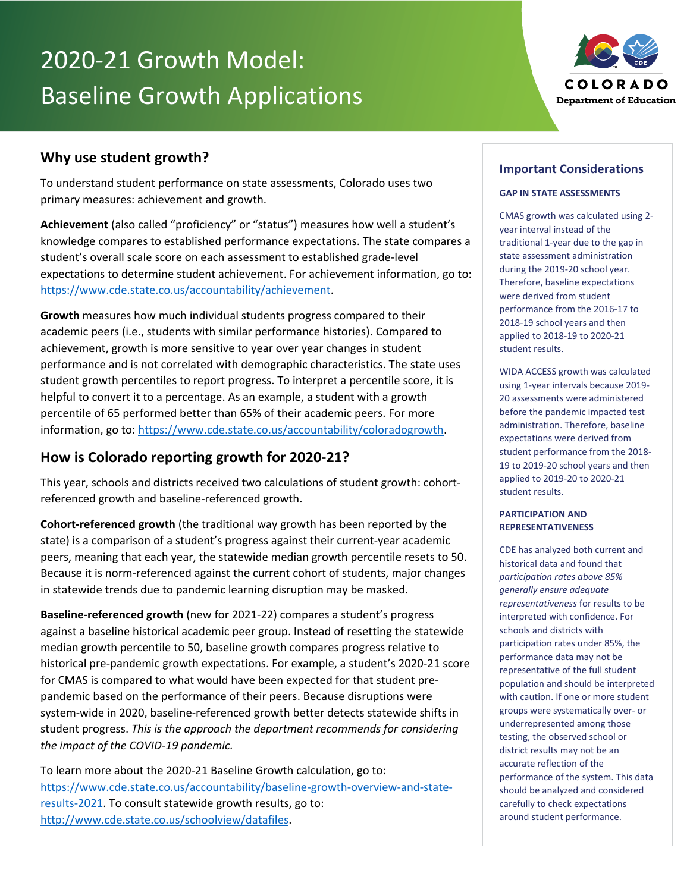# 2020-21 Growth Model: Baseline Growth Applications

COLORADO Department of Education

## Why use student growth?

To understand student performance on state assessments, Colorado uses two primary measures: achievement and growth.

**Achievement** (also called "proficiency" or "status") measures how well a student's knowledge compares to established performance expectations. The state compares a student's overall scale score on each assessment to established grade-level expectations to determine student achievement. For achievement information, go to: https://www.cde.state.co.us/accountability/achievement.

**Growth** measures how much individual students progress compared to their academic peers (i.e., students with similar performance histories). Compared to achievement, growth is more sensitive to year over year changes in student performance and is not correlated with demographic characteristics. The state uses student growth percentiles to report progress. To interpret a percentile score, it is helpful to convert it to a percentage. As an example, a student with a growth percentile of 65 performed better than 65% of their academic peers. For more information, go to: https://www.cde.state.co.us/accountability/coloradogrowth.

## How is Colorado reporting growth for 2020-21?

This year, schools and districts received two calculations of student growth: cohort-referenced growth and baseline-referenced growth.

**Cohort-referenced growth** (the traditional way growth has been reported by the state) is a comparison of a student's progress against their current-year academic peers, meaning that each year, the statewide median growth percentile resets to 50. Because it is norm-referenced against the current cohort of students, major changes in statewide trends due to pandemic learning disruption may be masked.

**Baseline-referenced growth** (new for 2021-22) compares a student's progress against a baseline historical academic peer group. Instead of resetting the statewide median growth percentile to 50, baseline growth compares progress relative to historical pre-pandemic growth expectations. For example, a student's 2020-21 score for CMAS is compared to what would have been expected for that student pre-pandemic based on the performance of their peers. Because disruptions were system-wide in 2020, baseline-referenced growth better detects statewide shifts in student progress. *This is the approach the department recommends for considering the impact of the COVID-19 pandemic.*

To learn more about the 2020-21 Baseline Growth calculation, go to: https://www.cde.state.co.us/accountability/baseline-growth-overview-and-state-results-2021. To consult statewide growth results, go to: http://www.cde.state.co.us/schoolview/datafiles.

## Important Considerations

### GAP IN STATE ASSESSMENTS

CMAS growth was calculated using 2-year interval instead of the traditional 1-year due to the gap in state assessment administration during the 2019-20 school year. Therefore, baseline expectations were derived from student performance from the 2016-17 to 2018-19 school years and then applied to 2018-19 to 2020-21 student results.

WIDA ACCESS growth was calculated using 1-year intervals because 2019-20 assessments were administered before the pandemic impacted test administration. Therefore, baseline expectations were derived from student performance from the 2018-19 to 2019-20 school years and then applied to 2019-20 to 2020-21 student results.

### PARTICIPATION AND REPRESENTATIVENESS

CDE has analyzed both current and historical data and found that *participation rates above 85% generally ensure adequate representativeness* for results to be interpreted with confidence. For schools and districts with participation rates under 85%, the performance data may not be representative of the full student population and should be interpreted with caution. If one or more student groups were systematically over- or underrepresented among those testing, the observed school or district results may not be an accurate reflection of the performance of the system. This data should be analyzed and considered carefully to check expectations around student performance.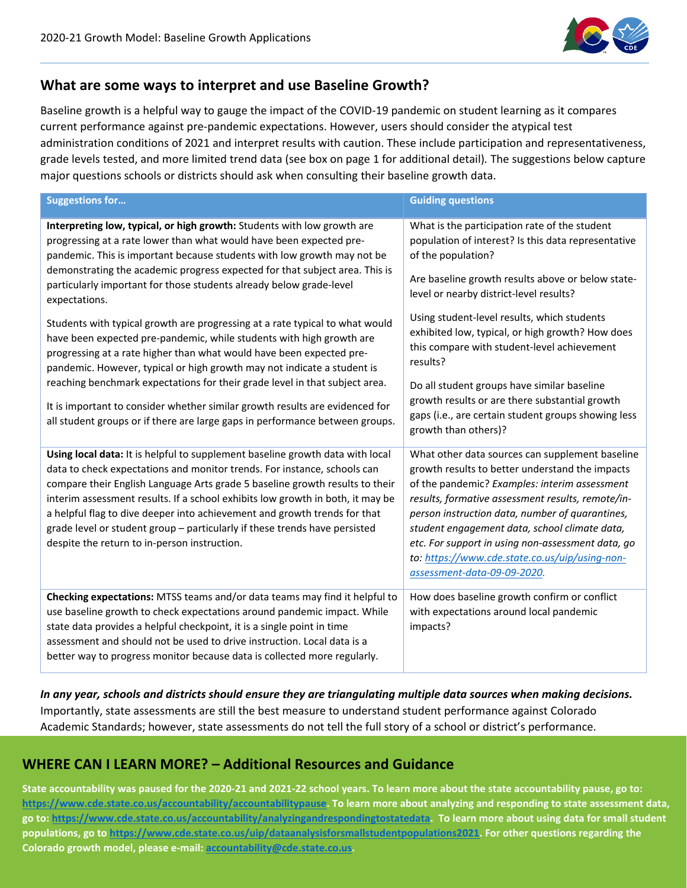## What are some ways to interpret and use Baseline Growth?

Baseline growth is a helpful way to gauge the impact of the COVID-19 pandemic on student learning as it compares current performance against pre-pandemic expectations. However, users should consider the atypical test administration conditions of 2021 and interpret results with caution. These include participation and representativeness, grade levels tested, and more limited trend data (see box on page 1 for additional detail). The suggestions below capture major questions schools or districts should ask when consulting their baseline growth data.

| Suggestions for… | Guiding questions |
| --- | --- |
| **Interpreting low, typical, or high growth:** Students with low growth are progressing at a rate lower than what would have been expected pre-pandemic. This is important because students with low growth may not be demonstrating the academic progress expected for that subject area. This is particularly important for those students already below grade-level expectations.<br><br>Students with typical growth are progressing at a rate typical to what would have been expected pre-pandemic, while students with high growth are progressing at a rate higher than what would have been expected pre-pandemic. However, typical or high growth may not indicate a student is reaching benchmark expectations for their grade level in that subject area.<br><br>It is important to consider whether similar growth results are evidenced for all student groups or if there are large gaps in performance between groups. | What is the participation rate of the student population of interest? Is this data representative of the population?<br><br>Are baseline growth results above or below state-level or nearby district-level results?<br><br>Using student-level results, which students exhibited low, typical, or high growth? How does this compare with student-level achievement results?<br><br>Do all student groups have similar baseline growth results or are there substantial growth gaps (i.e., are certain student groups showing less growth than others)? |
| **Using local data:** It is helpful to supplement baseline growth data with local data to check expectations and monitor trends. For instance, schools can compare their English Language Arts grade 5 baseline growth results to their interim assessment results. If a school exhibits low growth in both, it may be a helpful flag to dive deeper into achievement and growth trends for that grade level or student group – particularly if these trends have persisted despite the return to in-person instruction. | What other data sources can supplement baseline growth results to better understand the impacts of the pandemic? *Examples: interim assessment results, formative assessment results, remote/in-person instruction data, number of quarantines, student engagement data, school climate data, etc. For support in using non-assessment data, go to: https://www.cde.state.co.us/uip/using-non-assessment-data-09-09-2020.* |
| **Checking expectations:** MTSS teams and/or data teams may find it helpful to use baseline growth to check expectations around pandemic impact. While state data provides a helpful checkpoint, it is a single point in time assessment and should not be used to drive instruction. Local data is a better way to progress monitor because data is collected more regularly. | How does baseline growth confirm or conflict with expectations around local pandemic impacts? |

***In any year, schools and districts should ensure they are triangulating multiple data sources when making decisions.*** Importantly, state assessments are still the best measure to understand student performance against Colorado Academic Standards; however, state assessments do not tell the full story of a school or district's performance.

## WHERE CAN I LEARN MORE? – Additional Resources and Guidance

**State accountability was paused for the 2020-21 and 2021-22 school years. To learn more about the state accountability pause, go to: https://www.cde.state.co.us/accountability/accountabilitypause. To learn more about analyzing and responding to state assessment data, go to: https://www.cde.state.co.us/accountability/analyzingandrespondingtostatedata. To learn more about using data for small student populations, go to https://www.cde.state.co.us/uip/dataanalysisforsmallstudentpopulations2021. For other questions regarding the Colorado growth model, please e-mail: accountability@cde.state.co.us.**